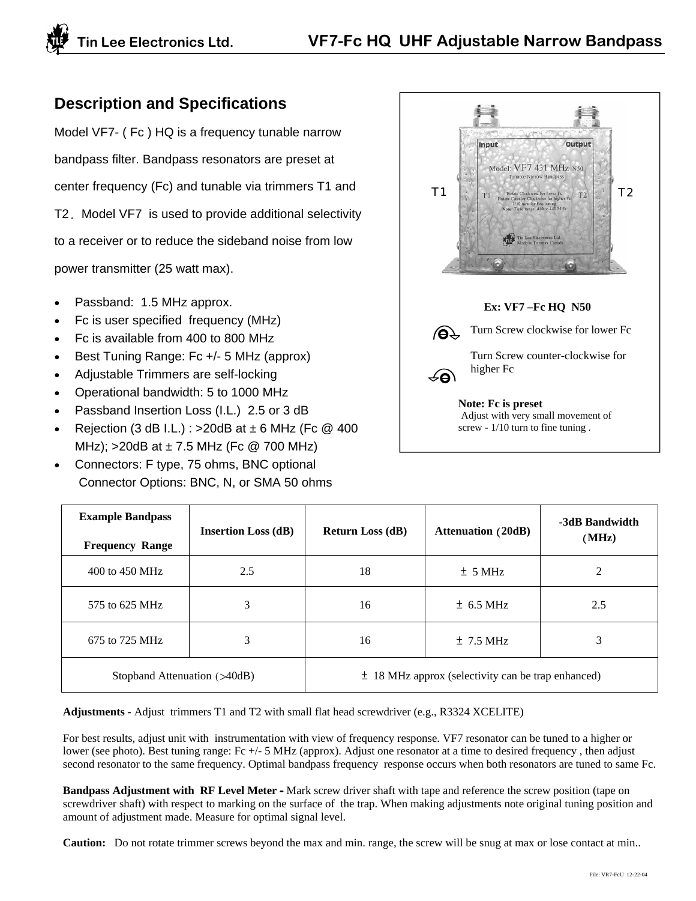# Tin Lee Electronics Ltd. — VF7-Fc HQ UHF Adjustable Narrow Bandpass

## Description and Specifications

Model VF7- ( Fc ) HQ is a frequency tunable narrow bandpass filter. Bandpass resonators are preset at center frequency (Fc) and tunable via trimmers T1 and T2. Model VF7 is used to provide additional selectivity to a receiver or to reduce the sideband noise from low power transmitter (25 watt max).

- Passband: 1.5 MHz approx.
- Fc is user specified frequency (MHz)
- Fc is available from 400 to 800 MHz
- Best Tuning Range: Fc +/- 5 MHz (approx)
- Adjustable Trimmers are self-locking
- Operational bandwidth: 5 to 1000 MHz
- Passband Insertion Loss (I.L.) 2.5 or 3 dB
- Rejection (3 dB I.L.) : >20dB at ± 6 MHz (Fc @ 400 MHz); >20dB at ± 7.5 MHz (Fc @ 700 MHz)
- Connectors: F type, 75 ohms, BNC optional
  Connector Options: BNC, N, or SMA 50 ohms

T1 — Input — Model: VF7 431 MHz N50 Tunable Narrow Bandpass — Output — T2

**Ex: VF7 –Fc HQ N50**

Turn Screw clockwise for lower Fc

Turn Screw counter-clockwise for higher Fc

**Note: Fc is preset**
Adjust with very small movement of screw - 1/10 turn to fine tuning .

| Example Bandpass Frequency Range | Insertion Loss (dB) | Return Loss (dB) | Attenuation (20dB) | -3dB Bandwidth (MHz) |
|---|---|---|---|---|
| 400 to 450 MHz | 2.5 | 18 | ± 5 MHz | 2 |
| 575 to 625 MHz | 3 | 16 | ± 6.5 MHz | 2.5 |
| 675 to 725 MHz | 3 | 16 | ± 7.5 MHz | 3 |
| Stopband Attenuation (>40dB) | | ± 18 MHz approx (selectivity can be trap enhanced) | | |

**Adjustments -** Adjust trimmers T1 and T2 with small flat head screwdriver (e.g., R3324 XCELITE)

For best results, adjust unit with instrumentation with view of frequency response. VF7 resonator can be tuned to a higher or lower (see photo). Best tuning range: Fc +/- 5 MHz (approx). Adjust one resonator at a time to desired frequency , then adjust second resonator to the same frequency. Optimal bandpass frequency response occurs when both resonators are tuned to same Fc.

**Bandpass Adjustment with RF Level Meter -** Mark screw driver shaft with tape and reference the screw position (tape on screwdriver shaft) with respect to marking on the surface of the trap. When making adjustments note original tuning position and amount of adjustment made. Measure for optimal signal level.

**Caution:** Do not rotate trimmer screws beyond the max and min. range, the screw will be snug at max or lose contact at min..

File: VR7-FcU 12-22-04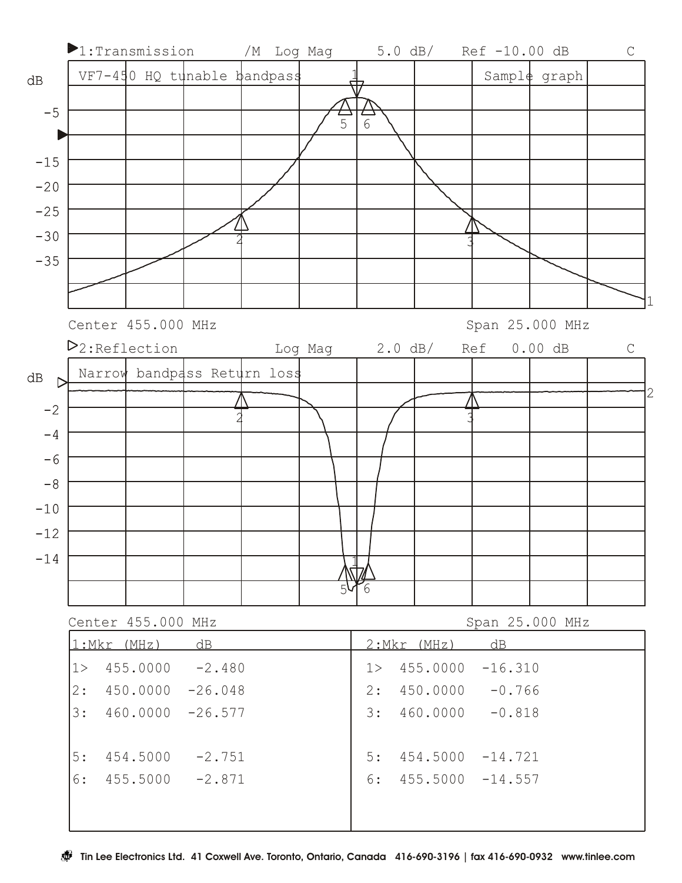1:Transmission /M Log Mag 5.0 dB/ Ref -10.00 dB C

VF7-450 HQ tunable bandpass

Sample graph

dB

-5

-15

-20

-25

-30

-35

Center 455.000 MHz

Span 25.000 MHz

2:Reflection Log Mag 2.0 dB/ Ref 0.00 dB C

Narrow bandpass Return loss

dB

-2

-4

-6

-8

-10

-12

-14

Center 455.000 MHz

Span 25.000 MHz

| 1:Mkr (MHz) | dB | 2:Mkr (MHz) | dB |
|---|---|---|---|
| 1> 455.0000 | -2.480 | 1> 455.0000 | -16.310 |
| 2: 450.0000 | -26.048 | 2: 450.0000 | -0.766 |
| 3: 460.0000 | -26.577 | 3: 460.0000 | -0.818 |
| 5: 454.5000 | -2.751 | 5: 454.5000 | -14.721 |
| 6: 455.5000 | -2.871 | 6: 455.5000 | -14.557 |

Tin Lee Electronics Ltd. 41 Coxwell Ave. Toronto, Ontario, Canada 416-690-3196 | fax 416-690-0932 www.tinlee.com